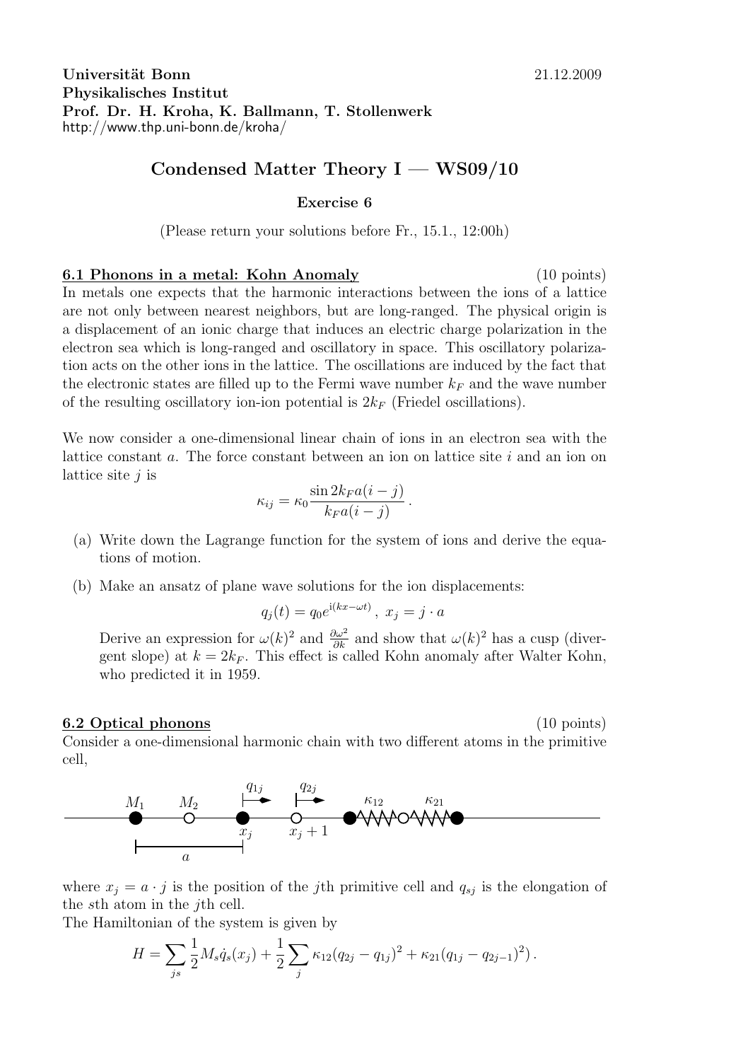**Universität Bonn** 21.12.2009
**Physikalisches Institut**
**Prof. Dr. H. Kroha, K. Ballmann, T. Stollenwerk**
http://www.thp.uni-bonn.de/kroha/

## Condensed Matter Theory I — WS09/10

### Exercise 6

(Please return your solutions before Fr., 15.1., 12:00h)

**6.1 Phonons in a metal: Kohn Anomaly** (10 points)

In metals one expects that the harmonic interactions between the ions of a lattice are not only between nearest neighbors, but are long-ranged. The physical origin is a displacement of an ionic charge that induces an electric charge polarization in the electron sea which is long-ranged and oscillatory in space. This oscillatory polarization acts on the other ions in the lattice. The oscillations are induced by the fact that the electronic states are filled up to the Fermi wave number $k_F$ and the wave number of the resulting oscillatory ion-ion potential is $2k_F$ (Friedel oscillations).

We now consider a one-dimensional linear chain of ions in an electron sea with the lattice constant $a$. The force constant between an ion on lattice site $i$ and an ion on lattice site $j$ is

$$\kappa_{ij} = \kappa_0 \frac{\sin 2k_F a(i-j)}{k_F a(i-j)}\,.$$

(a) Write down the Lagrange function for the system of ions and derive the equations of motion.

(b) Make an ansatz of plane wave solutions for the ion displacements:

$$q_j(t) = q_0 e^{i(kx-\omega t)}\,,\; x_j = j \cdot a$$

Derive an expression for $\omega(k)^2$ and $\frac{\partial \omega^2}{\partial k}$ and show that $\omega(k)^2$ has a cusp (divergent slope) at $k = 2k_F$. This effect is called Kohn anomaly after Walter Kohn, who predicted it in 1959.

**6.2 Optical phonons** (10 points)

Consider a one-dimensional harmonic chain with two different atoms in the primitive cell,

$M_1$ $M_2$ $q_{1j}$ $q_{2j}$ $\kappa_{12}$ $\kappa_{21}$ $x_j$ $x_j+1$ $a$

where $x_j = a \cdot j$ is the position of the $j$th primitive cell and $q_{sj}$ is the elongation of the $s$th atom in the $j$th cell.

The Hamiltonian of the system is given by

$$H = \sum_{js} \frac{1}{2} M_s \dot{q}_s(x_j) + \frac{1}{2}\sum_j \kappa_{12}(q_{2j} - q_{1j})^2 + \kappa_{21}(q_{1j} - q_{2j-1})^2)\,.$$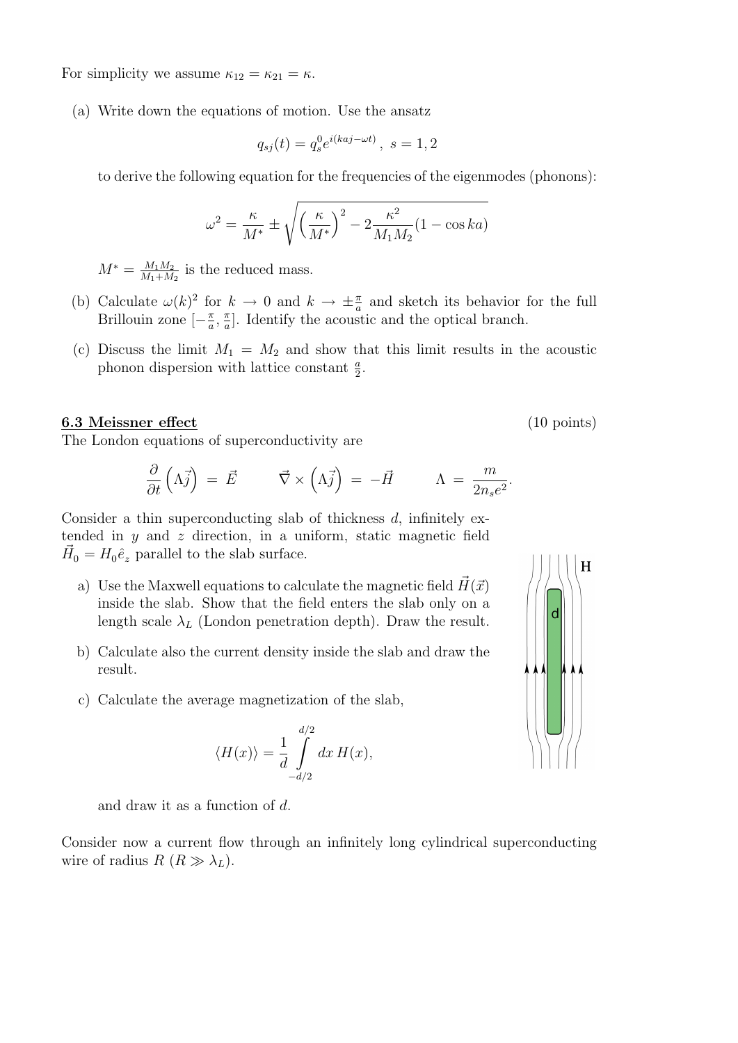For simplicity we assume $\kappa_{12} = \kappa_{21} = \kappa$.

(a) Write down the equations of motion. Use the ansatz

$$q_{sj}(t) = q_s^0 e^{i(kaj - \omega t)}, \; s = 1, 2$$

to derive the following equation for the frequencies of the eigenmodes (phonons):

$$\omega^2 = \frac{\kappa}{M^*} \pm \sqrt{\left(\frac{\kappa}{M^*}\right)^2 - 2\frac{\kappa^2}{M_1 M_2}(1 - \cos ka)}$$

$M^* = \frac{M_1 M_2}{M_1 + M_2}$ is the reduced mass.

(b) Calculate $\omega(k)^2$ for $k \to 0$ and $k \to \pm\frac{\pi}{a}$ and sketch its behavior for the full Brillouin zone $[-\frac{\pi}{a}, \frac{\pi}{a}]$. Identify the acoustic and the optical branch.

(c) Discuss the limit $M_1 = M_2$ and show that this limit results in the acoustic phonon dispersion with lattice constant $\frac{a}{2}$.

## 6.3 Meissner effect (10 points)

The London equations of superconductivity are

$$\frac{\partial}{\partial t}\left(\Lambda \vec{j}\right) = \vec{E} \qquad \vec{\nabla} \times \left(\Lambda \vec{j}\right) = -\vec{H} \qquad \Lambda = \frac{m}{2 n_s e^2}.$$

Consider a thin superconducting slab of thickness $d$, infinitely extended in $y$ and $z$ direction, in a uniform, static magnetic field $\vec{H}_0 = H_0 \hat{e}_z$ parallel to the slab surface.

a) Use the Maxwell equations to calculate the magnetic field $\vec{H}(\vec{x})$ inside the slab. Show that the field enters the slab only on a length scale $\lambda_L$ (London penetration depth). Draw the result.

b) Calculate also the current density inside the slab and draw the result.

c) Calculate the average magnetization of the slab,

$$\langle H(x) \rangle = \frac{1}{d} \int_{-d/2}^{d/2} dx \, H(x),$$

and draw it as a function of $d$.

Consider now a current flow through an infinitely long cylindrical superconducting wire of radius $R$ ($R \gg \lambda_L$).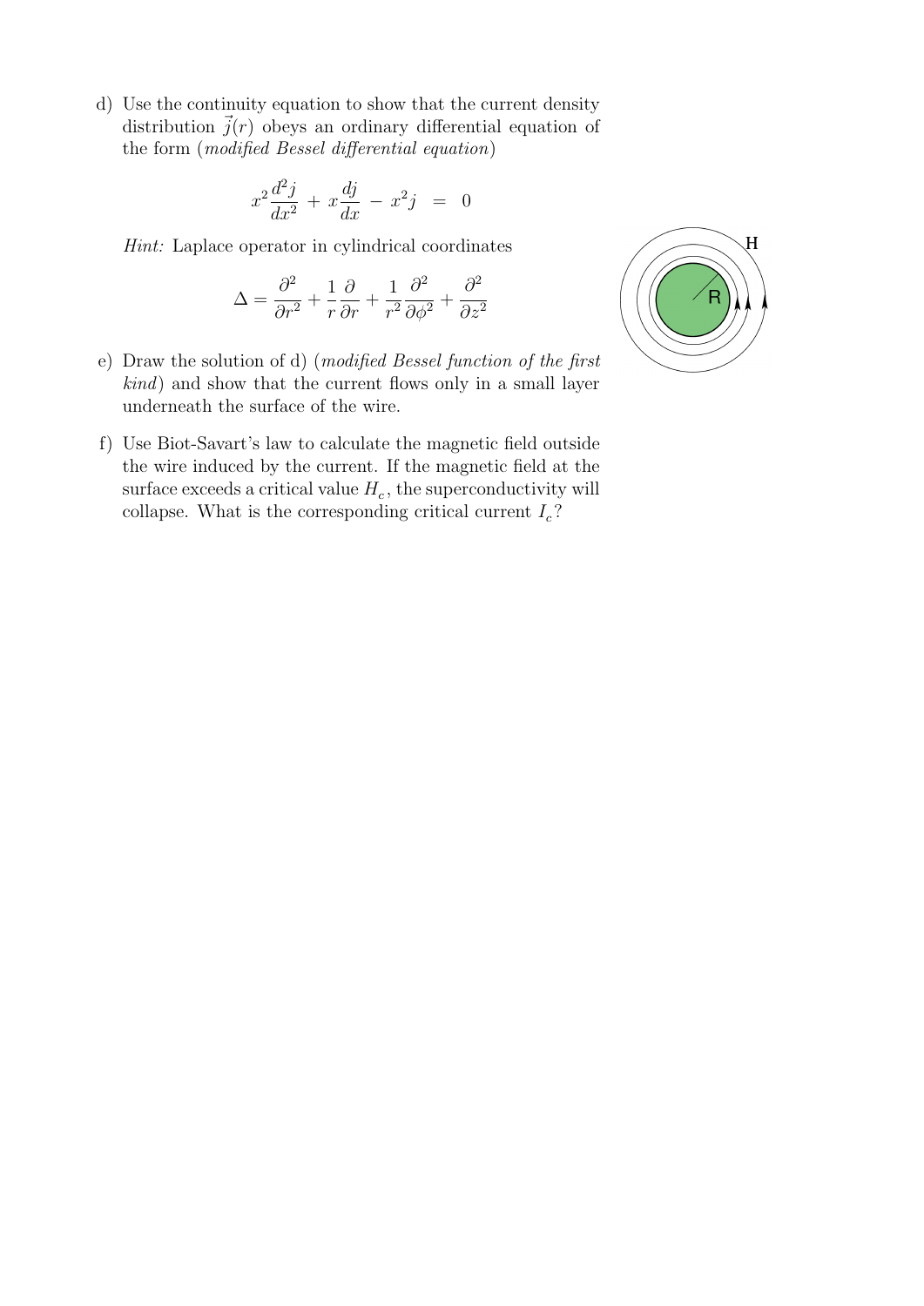d) Use the continuity equation to show that the current density distribution $\vec{j}(r)$ obeys an ordinary differential equation of the form (*modified Bessel differential equation*)

$$x^2 \frac{d^2 j}{dx^2} + x \frac{dj}{dx} - x^2 j = 0$$

*Hint:* Laplace operator in cylindrical coordinates

$$\Delta = \frac{\partial^2}{\partial r^2} + \frac{1}{r}\frac{\partial}{\partial r} + \frac{1}{r^2}\frac{\partial^2}{\partial \phi^2} + \frac{\partial^2}{\partial z^2}$$

e) Draw the solution of d) (*modified Bessel function of the first kind*) and show that the current flows only in a small layer underneath the surface of the wire.

f) Use Biot-Savart's law to calculate the magnetic field outside the wire induced by the current. If the magnetic field at the surface exceeds a critical value $H_c$, the superconductivity will collapse. What is the corresponding critical current $I_c$?

H

R